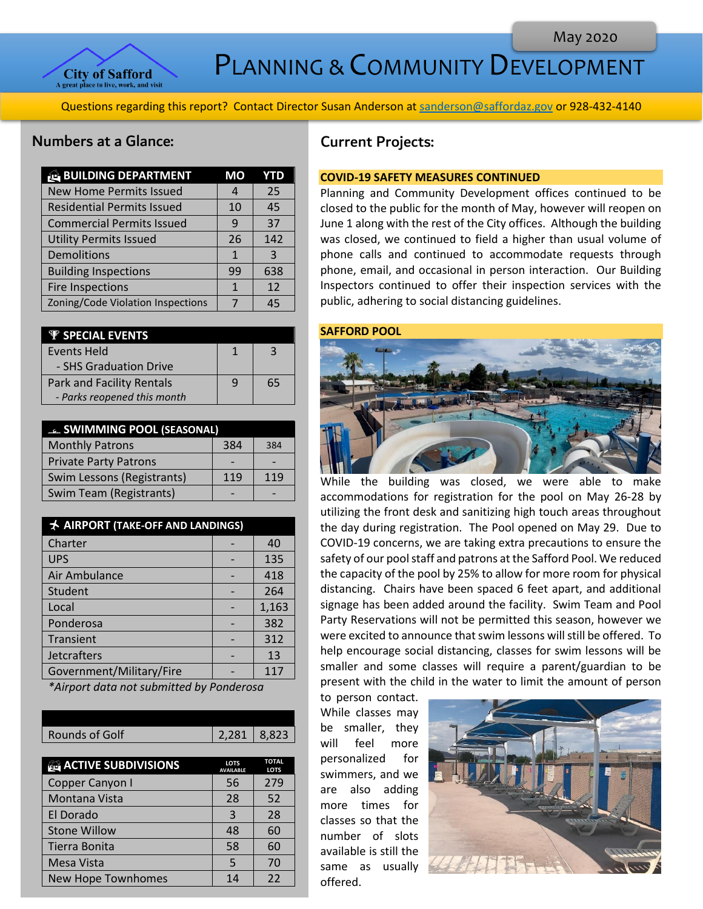# Planning & Community Development

May 2020

City of Safford
A great place to live, work, and visit

Questions regarding this report? Contact Director Susan Anderson at sanderson@saffordaz.gov or 928-432-4140

## Numbers at a Glance:

| BUILDING DEPARTMENT | MO | YTD |
|---|---|---|
| New Home Permits Issued | 4 | 25 |
| Residential Permits Issued | 10 | 45 |
| Commercial Permits Issued | 9 | 37 |
| Utility Permits Issued | 26 | 142 |
| Demolitions | 1 | 3 |
| Building Inspections | 99 | 638 |
| Fire Inspections | 1 | 12 |
| Zoning/Code Violation Inspections | 7 | 45 |

| SPECIAL EVENTS | | |
|---|---|---|
| Events Held<br>- SHS Graduation Drive | 1 | 3 |
| Park and Facility Rentals<br>*- Parks reopened this month* | 9 | 65 |

| SWIMMING POOL (SEASONAL) | | |
|---|---|---|
| Monthly Patrons | 384 | 384 |
| Private Party Patrons | - | - |
| Swim Lessons (Registrants) | 119 | 119 |
| Swim Team (Registrants) | - | - |

| AIRPORT (TAKE-OFF AND LANDINGS) | | |
|---|---|---|
| Charter | - | 40 |
| UPS | - | 135 |
| Air Ambulance | - | 418 |
| Student | - | 264 |
| Local | - | 1,163 |
| Ponderosa | - | 382 |
| Transient | - | 312 |
| Jetcrafters | - | 13 |
| Government/Military/Fire | - | 117 |

*\*Airport data not submitted by Ponderosa*

| | | |
|---|---|---|
| Rounds of Golf | 2,281 | 8,823 |

| ACTIVE SUBDIVISIONS | LOTS AVAILABLE | TOTAL LOTS |
|---|---|---|
| Copper Canyon I | 56 | 279 |
| Montana Vista | 28 | 52 |
| El Dorado | 3 | 28 |
| Stone Willow | 48 | 60 |
| Tierra Bonita | 58 | 60 |
| Mesa Vista | 5 | 70 |
| New Hope Townhomes | 14 | 22 |

## Current Projects:

### COVID-19 SAFETY MEASURES CONTINUED

Planning and Community Development offices continued to be closed to the public for the month of May, however will reopen on June 1 along with the rest of the City offices. Although the building was closed, we continued to field a higher than usual volume of phone calls and continued to accommodate requests through phone, email, and occasional in person interaction. Our Building Inspectors continued to offer their inspection services with the public, adhering to social distancing guidelines.

### SAFFORD POOL

While the building was closed, we were able to make accommodations for registration for the pool on May 26-28 by utilizing the front desk and sanitizing high touch areas throughout the day during registration. The Pool opened on May 29. Due to COVID-19 concerns, we are taking extra precautions to ensure the safety of our pool staff and patrons at the Safford Pool. We reduced the capacity of the pool by 25% to allow for more room for physical distancing. Chairs have been spaced 6 feet apart, and additional signage has been added around the facility. Swim Team and Pool Party Reservations will not be permitted this season, however we were excited to announce that swim lessons will still be offered. To help encourage social distancing, classes for swim lessons will be smaller and some classes will require a parent/guardian to be present with the child in the water to limit the amount of person to person contact. While classes may be smaller, they will feel more personalized for swimmers, and we are also adding more times for classes so that the number of slots available is still the same as usually offered.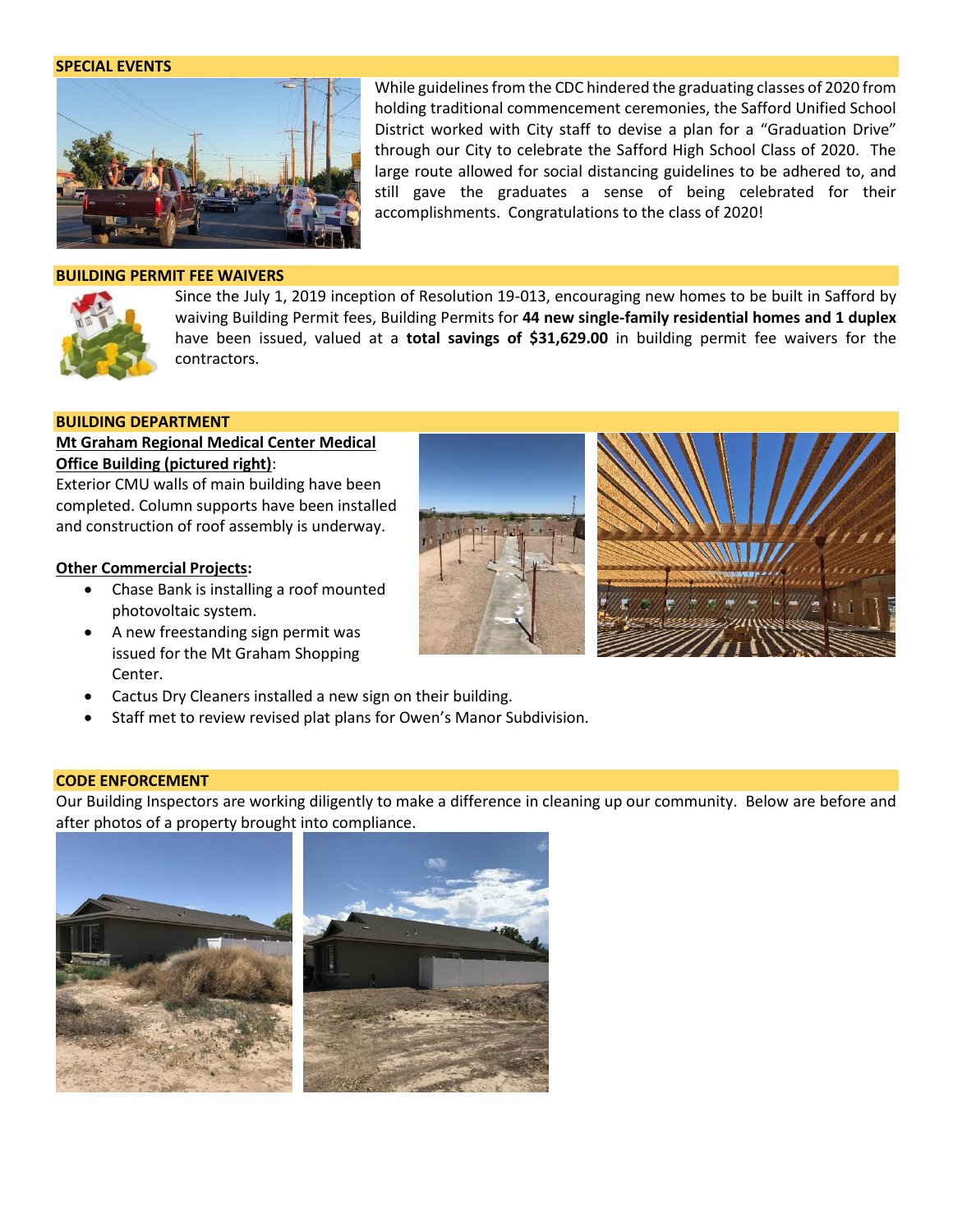## SPECIAL EVENTS

While guidelines from the CDC hindered the graduating classes of 2020 from holding traditional commencement ceremonies, the Safford Unified School District worked with City staff to devise a plan for a "Graduation Drive" through our City to celebrate the Safford High School Class of 2020. The large route allowed for social distancing guidelines to be adhered to, and still gave the graduates a sense of being celebrated for their accomplishments. Congratulations to the class of 2020!

## BUILDING PERMIT FEE WAIVERS

Since the July 1, 2019 inception of Resolution 19-013, encouraging new homes to be built in Safford by waiving Building Permit fees, Building Permits for **44 new single-family residential homes and 1 duplex** have been issued, valued at a **total savings of $31,629.00** in building permit fee waivers for the contractors.

## BUILDING DEPARTMENT

**Mt Graham Regional Medical Center Medical Office Building (pictured right)**:
Exterior CMU walls of main building have been completed. Column supports have been installed and construction of roof assembly is underway.

**Other Commercial Projects:**

- Chase Bank is installing a roof mounted photovoltaic system.
- A new freestanding sign permit was issued for the Mt Graham Shopping Center.
- Cactus Dry Cleaners installed a new sign on their building.
- Staff met to review revised plat plans for Owen's Manor Subdivision.

## CODE ENFORCEMENT

Our Building Inspectors are working diligently to make a difference in cleaning up our community. Below are before and after photos of a property brought into compliance.